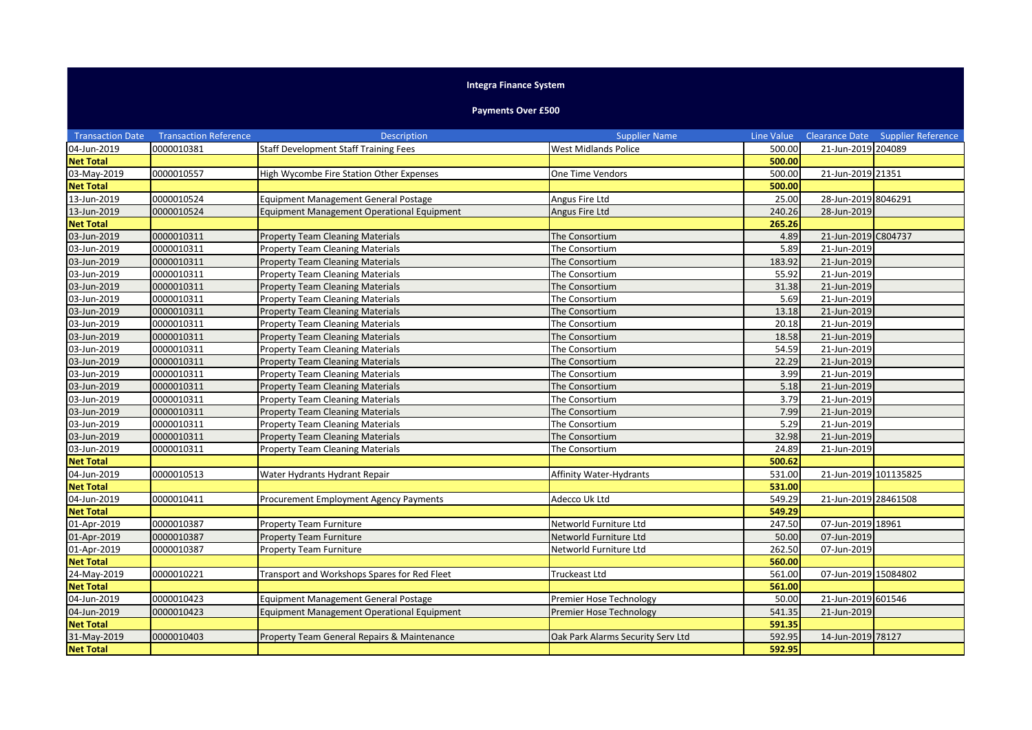# Integra Finance System

## Payments Over £500

| Transaction Date | Transaction Reference | Description | Supplier Name | Line Value | Clearance Date | Supplier Reference |
|---|---|---|---|---|---|---|
| 04-Jun-2019 | 0000010381 | Staff Development Staff Training Fees | West Midlands Police | 500.00 | 21-Jun-2019 | 204089 |
| **Net Total** | | | | **500.00** | | |
| 03-May-2019 | 0000010557 | High Wycombe Fire Station Other Expenses | One Time Vendors | 500.00 | 21-Jun-2019 | 21351 |
| **Net Total** | | | | **500.00** | | |
| 13-Jun-2019 | 0000010524 | Equipment Management General Postage | Angus Fire Ltd | 25.00 | 28-Jun-2019 | 8046291 |
| 13-Jun-2019 | 0000010524 | Equipment Management Operational Equipment | Angus Fire Ltd | 240.26 | 28-Jun-2019 | |
| **Net Total** | | | | **265.26** | | |
| 03-Jun-2019 | 0000010311 | Property Team Cleaning Materials | The Consortium | 4.89 | 21-Jun-2019 | C804737 |
| 03-Jun-2019 | 0000010311 | Property Team Cleaning Materials | The Consortium | 5.89 | 21-Jun-2019 | |
| 03-Jun-2019 | 0000010311 | Property Team Cleaning Materials | The Consortium | 183.92 | 21-Jun-2019 | |
| 03-Jun-2019 | 0000010311 | Property Team Cleaning Materials | The Consortium | 55.92 | 21-Jun-2019 | |
| 03-Jun-2019 | 0000010311 | Property Team Cleaning Materials | The Consortium | 31.38 | 21-Jun-2019 | |
| 03-Jun-2019 | 0000010311 | Property Team Cleaning Materials | The Consortium | 5.69 | 21-Jun-2019 | |
| 03-Jun-2019 | 0000010311 | Property Team Cleaning Materials | The Consortium | 13.18 | 21-Jun-2019 | |
| 03-Jun-2019 | 0000010311 | Property Team Cleaning Materials | The Consortium | 20.18 | 21-Jun-2019 | |
| 03-Jun-2019 | 0000010311 | Property Team Cleaning Materials | The Consortium | 18.58 | 21-Jun-2019 | |
| 03-Jun-2019 | 0000010311 | Property Team Cleaning Materials | The Consortium | 54.59 | 21-Jun-2019 | |
| 03-Jun-2019 | 0000010311 | Property Team Cleaning Materials | The Consortium | 22.29 | 21-Jun-2019 | |
| 03-Jun-2019 | 0000010311 | Property Team Cleaning Materials | The Consortium | 3.99 | 21-Jun-2019 | |
| 03-Jun-2019 | 0000010311 | Property Team Cleaning Materials | The Consortium | 5.18 | 21-Jun-2019 | |
| 03-Jun-2019 | 0000010311 | Property Team Cleaning Materials | The Consortium | 3.79 | 21-Jun-2019 | |
| 03-Jun-2019 | 0000010311 | Property Team Cleaning Materials | The Consortium | 7.99 | 21-Jun-2019 | |
| 03-Jun-2019 | 0000010311 | Property Team Cleaning Materials | The Consortium | 5.29 | 21-Jun-2019 | |
| 03-Jun-2019 | 0000010311 | Property Team Cleaning Materials | The Consortium | 32.98 | 21-Jun-2019 | |
| 03-Jun-2019 | 0000010311 | Property Team Cleaning Materials | The Consortium | 24.89 | 21-Jun-2019 | |
| **Net Total** | | | | **500.62** | | |
| 04-Jun-2019 | 0000010513 | Water Hydrants Hydrant Repair | Affinity Water-Hydrants | 531.00 | 21-Jun-2019 | 101135825 |
| **Net Total** | | | | **531.00** | | |
| 04-Jun-2019 | 0000010411 | Procurement Employment Agency Payments | Adecco Uk Ltd | 549.29 | 21-Jun-2019 | 28461508 |
| **Net Total** | | | | **549.29** | | |
| 01-Apr-2019 | 0000010387 | Property Team Furniture | Networld Furniture Ltd | 247.50 | 07-Jun-2019 | 18961 |
| 01-Apr-2019 | 0000010387 | Property Team Furniture | Networld Furniture Ltd | 50.00 | 07-Jun-2019 | |
| 01-Apr-2019 | 0000010387 | Property Team Furniture | Networld Furniture Ltd | 262.50 | 07-Jun-2019 | |
| **Net Total** | | | | **560.00** | | |
| 24-May-2019 | 0000010221 | Transport and Workshops Spares for Red Fleet | Truckeast Ltd | 561.00 | 07-Jun-2019 | 15084802 |
| **Net Total** | | | | **561.00** | | |
| 04-Jun-2019 | 0000010423 | Equipment Management General Postage | Premier Hose Technology | 50.00 | 21-Jun-2019 | 601546 |
| 04-Jun-2019 | 0000010423 | Equipment Management Operational Equipment | Premier Hose Technology | 541.35 | 21-Jun-2019 | |
| **Net Total** | | | | **591.35** | | |
| 31-May-2019 | 0000010403 | Property Team General Repairs & Maintenance | Oak Park Alarms Security Serv Ltd | 592.95 | 14-Jun-2019 | 78127 |
| **Net Total** | | | | **592.95** | | |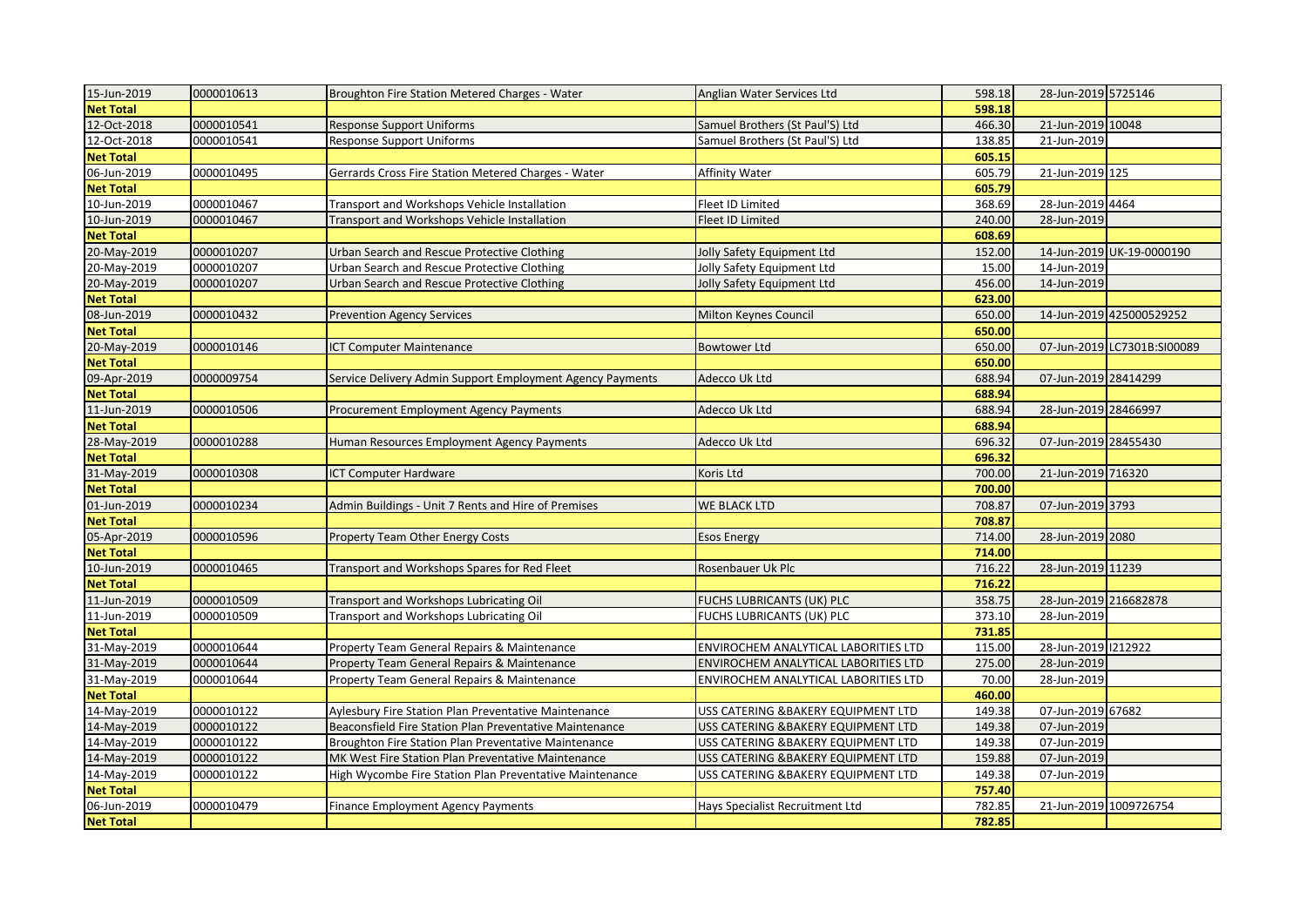| | | | | | | |
|---|---|---|---|---|---|---|
| 15-Jun-2019 | 0000010613 | Broughton Fire Station Metered Charges - Water | Anglian Water Services Ltd | 598.18 | 28-Jun-2019 | 5725146 |
| **Net Total** | | | | **598.18** | | |
| 12-Oct-2018 | 0000010541 | Response Support Uniforms | Samuel Brothers (St Paul'S) Ltd | 466.30 | 21-Jun-2019 | 10048 |
| 12-Oct-2018 | 0000010541 | Response Support Uniforms | Samuel Brothers (St Paul'S) Ltd | 138.85 | 21-Jun-2019 | |
| **Net Total** | | | | **605.15** | | |
| 06-Jun-2019 | 0000010495 | Gerrards Cross Fire Station Metered Charges - Water | Affinity Water | 605.79 | 21-Jun-2019 | 125 |
| **Net Total** | | | | **605.79** | | |
| 10-Jun-2019 | 0000010467 | Transport and Workshops Vehicle Installation | Fleet ID Limited | 368.69 | 28-Jun-2019 | 4464 |
| 10-Jun-2019 | 0000010467 | Transport and Workshops Vehicle Installation | Fleet ID Limited | 240.00 | 28-Jun-2019 | |
| **Net Total** | | | | **608.69** | | |
| 20-May-2019 | 0000010207 | Urban Search and Rescue Protective Clothing | Jolly Safety Equipment Ltd | 152.00 | 14-Jun-2019 | UK-19-0000190 |
| 20-May-2019 | 0000010207 | Urban Search and Rescue Protective Clothing | Jolly Safety Equipment Ltd | 15.00 | 14-Jun-2019 | |
| 20-May-2019 | 0000010207 | Urban Search and Rescue Protective Clothing | Jolly Safety Equipment Ltd | 456.00 | 14-Jun-2019 | |
| **Net Total** | | | | **623.00** | | |
| 08-Jun-2019 | 0000010432 | Prevention Agency Services | Milton Keynes Council | 650.00 | 14-Jun-2019 | 425000529252 |
| **Net Total** | | | | **650.00** | | |
| 20-May-2019 | 0000010146 | ICT Computer Maintenance | Bowtower Ltd | 650.00 | 07-Jun-2019 | LC7301B:SI00089 |
| **Net Total** | | | | **650.00** | | |
| 09-Apr-2019 | 0000009754 | Service Delivery Admin Support Employment Agency Payments | Adecco Uk Ltd | 688.94 | 07-Jun-2019 | 28414299 |
| **Net Total** | | | | **688.94** | | |
| 11-Jun-2019 | 0000010506 | Procurement Employment Agency Payments | Adecco Uk Ltd | 688.94 | 28-Jun-2019 | 28466997 |
| **Net Total** | | | | **688.94** | | |
| 28-May-2019 | 0000010288 | Human Resources Employment Agency Payments | Adecco Uk Ltd | 696.32 | 07-Jun-2019 | 28455430 |
| **Net Total** | | | | **696.32** | | |
| 31-May-2019 | 0000010308 | ICT Computer Hardware | Koris Ltd | 700.00 | 21-Jun-2019 | 716320 |
| **Net Total** | | | | **700.00** | | |
| 01-Jun-2019 | 0000010234 | Admin Buildings - Unit 7 Rents and Hire of Premises | WE BLACK LTD | 708.87 | 07-Jun-2019 | 3793 |
| **Net Total** | | | | **708.87** | | |
| 05-Apr-2019 | 0000010596 | Property Team Other Energy Costs | Esos Energy | 714.00 | 28-Jun-2019 | 2080 |
| **Net Total** | | | | **714.00** | | |
| 10-Jun-2019 | 0000010465 | Transport and Workshops Spares for Red Fleet | Rosenbauer Uk Plc | 716.22 | 28-Jun-2019 | 11239 |
| **Net Total** | | | | **716.22** | | |
| 11-Jun-2019 | 0000010509 | Transport and Workshops Lubricating Oil | FUCHS LUBRICANTS (UK) PLC | 358.75 | 28-Jun-2019 | 216682878 |
| 11-Jun-2019 | 0000010509 | Transport and Workshops Lubricating Oil | FUCHS LUBRICANTS (UK) PLC | 373.10 | 28-Jun-2019 | |
| **Net Total** | | | | **731.85** | | |
| 31-May-2019 | 0000010644 | Property Team General Repairs & Maintenance | ENVIROCHEM ANALYTICAL LABORITIES LTD | 115.00 | 28-Jun-2019 | I212922 |
| 31-May-2019 | 0000010644 | Property Team General Repairs & Maintenance | ENVIROCHEM ANALYTICAL LABORITIES LTD | 275.00 | 28-Jun-2019 | |
| 31-May-2019 | 0000010644 | Property Team General Repairs & Maintenance | ENVIROCHEM ANALYTICAL LABORITIES LTD | 70.00 | 28-Jun-2019 | |
| **Net Total** | | | | **460.00** | | |
| 14-May-2019 | 0000010122 | Aylesbury Fire Station Plan Preventative Maintenance | USS CATERING &BAKERY EQUIPMENT LTD | 149.38 | 07-Jun-2019 | 67682 |
| 14-May-2019 | 0000010122 | Beaconsfield Fire Station Plan Preventative Maintenance | USS CATERING &BAKERY EQUIPMENT LTD | 149.38 | 07-Jun-2019 | |
| 14-May-2019 | 0000010122 | Broughton Fire Station Plan Preventative Maintenance | USS CATERING &BAKERY EQUIPMENT LTD | 149.38 | 07-Jun-2019 | |
| 14-May-2019 | 0000010122 | MK West Fire Station Plan Preventative Maintenance | USS CATERING &BAKERY EQUIPMENT LTD | 159.88 | 07-Jun-2019 | |
| 14-May-2019 | 0000010122 | High Wycombe Fire Station Plan Preventative Maintenance | USS CATERING &BAKERY EQUIPMENT LTD | 149.38 | 07-Jun-2019 | |
| **Net Total** | | | | **757.40** | | |
| 06-Jun-2019 | 0000010479 | Finance Employment Agency Payments | Hays Specialist Recruitment Ltd | 782.85 | 21-Jun-2019 | 1009726754 |
| **Net Total** | | | | **782.85** | | |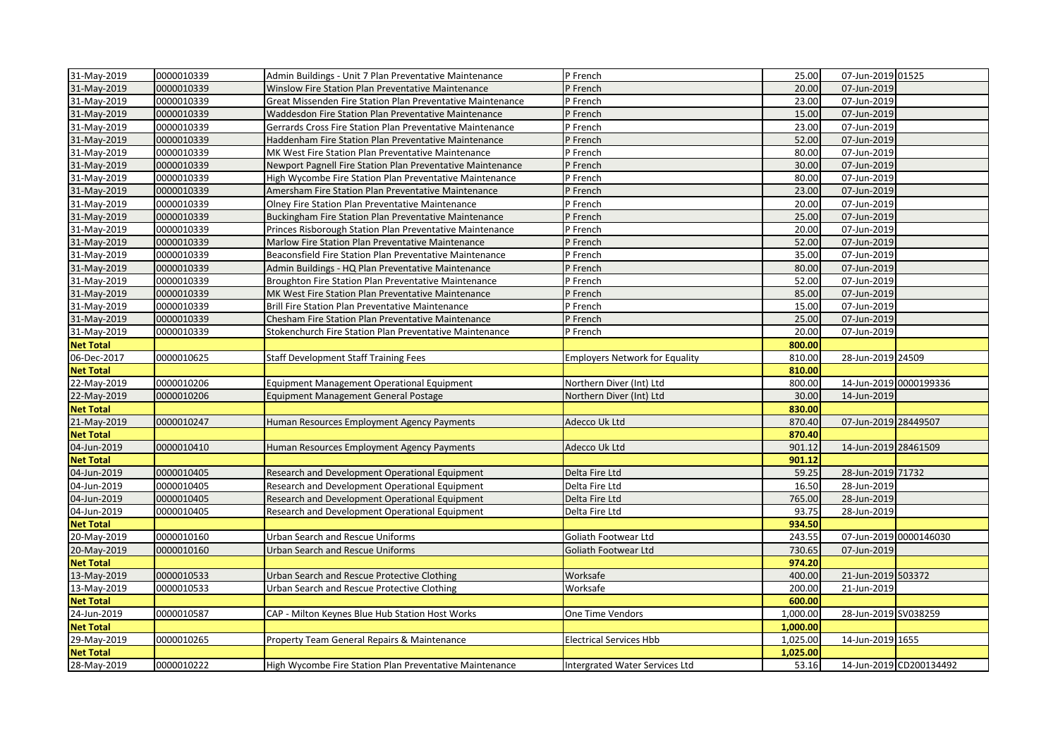| | | | | | | |
|---|---|---|---|---|---|---|
| 31-May-2019 | 0000010339 | Admin Buildings - Unit 7 Plan Preventative Maintenance | P French | 25.00 | 07-Jun-2019 | 01525 |
| 31-May-2019 | 0000010339 | Winslow Fire Station Plan Preventative Maintenance | P French | 20.00 | 07-Jun-2019 | |
| 31-May-2019 | 0000010339 | Great Missenden Fire Station Plan Preventative Maintenance | P French | 23.00 | 07-Jun-2019 | |
| 31-May-2019 | 0000010339 | Waddesdon Fire Station Plan Preventative Maintenance | P French | 15.00 | 07-Jun-2019 | |
| 31-May-2019 | 0000010339 | Gerrards Cross Fire Station Plan Preventative Maintenance | P French | 23.00 | 07-Jun-2019 | |
| 31-May-2019 | 0000010339 | Haddenham Fire Station Plan Preventative Maintenance | P French | 52.00 | 07-Jun-2019 | |
| 31-May-2019 | 0000010339 | MK West Fire Station Plan Preventative Maintenance | P French | 80.00 | 07-Jun-2019 | |
| 31-May-2019 | 0000010339 | Newport Pagnell Fire Station Plan Preventative Maintenance | P French | 30.00 | 07-Jun-2019 | |
| 31-May-2019 | 0000010339 | High Wycombe Fire Station Plan Preventative Maintenance | P French | 80.00 | 07-Jun-2019 | |
| 31-May-2019 | 0000010339 | Amersham Fire Station Plan Preventative Maintenance | P French | 23.00 | 07-Jun-2019 | |
| 31-May-2019 | 0000010339 | Olney Fire Station Plan Preventative Maintenance | P French | 20.00 | 07-Jun-2019 | |
| 31-May-2019 | 0000010339 | Buckingham Fire Station Plan Preventative Maintenance | P French | 25.00 | 07-Jun-2019 | |
| 31-May-2019 | 0000010339 | Princes Risborough Station Plan Preventative Maintenance | P French | 20.00 | 07-Jun-2019 | |
| 31-May-2019 | 0000010339 | Marlow Fire Station Plan Preventative Maintenance | P French | 52.00 | 07-Jun-2019 | |
| 31-May-2019 | 0000010339 | Beaconsfield Fire Station Plan Preventative Maintenance | P French | 35.00 | 07-Jun-2019 | |
| 31-May-2019 | 0000010339 | Admin Buildings - HQ Plan Preventative Maintenance | P French | 80.00 | 07-Jun-2019 | |
| 31-May-2019 | 0000010339 | Broughton Fire Station Plan Preventative Maintenance | P French | 52.00 | 07-Jun-2019 | |
| 31-May-2019 | 0000010339 | MK West Fire Station Plan Preventative Maintenance | P French | 85.00 | 07-Jun-2019 | |
| 31-May-2019 | 0000010339 | Brill Fire Station Plan Preventative Maintenance | P French | 15.00 | 07-Jun-2019 | |
| 31-May-2019 | 0000010339 | Chesham Fire Station Plan Preventative Maintenance | P French | 25.00 | 07-Jun-2019 | |
| 31-May-2019 | 0000010339 | Stokenchurch Fire Station Plan Preventative Maintenance | P French | 20.00 | 07-Jun-2019 | |
| **Net Total** | | | | **800.00** | | |
| 06-Dec-2017 | 0000010625 | Staff Development Staff Training Fees | Employers Network for Equality | 810.00 | 28-Jun-2019 | 24509 |
| **Net Total** | | | | **810.00** | | |
| 22-May-2019 | 0000010206 | Equipment Management Operational Equipment | Northern Diver (Int) Ltd | 800.00 | 14-Jun-2019 | 0000199336 |
| 22-May-2019 | 0000010206 | Equipment Management General Postage | Northern Diver (Int) Ltd | 30.00 | 14-Jun-2019 | |
| **Net Total** | | | | **830.00** | | |
| 21-May-2019 | 0000010247 | Human Resources Employment Agency Payments | Adecco Uk Ltd | 870.40 | 07-Jun-2019 | 28449507 |
| **Net Total** | | | | **870.40** | | |
| 04-Jun-2019 | 0000010410 | Human Resources Employment Agency Payments | Adecco Uk Ltd | 901.12 | 14-Jun-2019 | 28461509 |
| **Net Total** | | | | **901.12** | | |
| 04-Jun-2019 | 0000010405 | Research and Development Operational Equipment | Delta Fire Ltd | 59.25 | 28-Jun-2019 | 71732 |
| 04-Jun-2019 | 0000010405 | Research and Development Operational Equipment | Delta Fire Ltd | 16.50 | 28-Jun-2019 | |
| 04-Jun-2019 | 0000010405 | Research and Development Operational Equipment | Delta Fire Ltd | 765.00 | 28-Jun-2019 | |
| 04-Jun-2019 | 0000010405 | Research and Development Operational Equipment | Delta Fire Ltd | 93.75 | 28-Jun-2019 | |
| **Net Total** | | | | **934.50** | | |
| 20-May-2019 | 0000010160 | Urban Search and Rescue Uniforms | Goliath Footwear Ltd | 243.55 | 07-Jun-2019 | 0000146030 |
| 20-May-2019 | 0000010160 | Urban Search and Rescue Uniforms | Goliath Footwear Ltd | 730.65 | 07-Jun-2019 | |
| **Net Total** | | | | **974.20** | | |
| 13-May-2019 | 0000010533 | Urban Search and Rescue Protective Clothing | Worksafe | 400.00 | 21-Jun-2019 | 503372 |
| 13-May-2019 | 0000010533 | Urban Search and Rescue Protective Clothing | Worksafe | 200.00 | 21-Jun-2019 | |
| **Net Total** | | | | **600.00** | | |
| 24-Jun-2019 | 0000010587 | CAP - Milton Keynes Blue Hub Station Host Works | One Time Vendors | 1,000.00 | 28-Jun-2019 | SV038259 |
| **Net Total** | | | | **1,000.00** | | |
| 29-May-2019 | 0000010265 | Property Team General Repairs & Maintenance | Electrical Services Hbb | 1,025.00 | 14-Jun-2019 | 1655 |
| **Net Total** | | | | **1,025.00** | | |
| 28-May-2019 | 0000010222 | High Wycombe Fire Station Plan Preventative Maintenance | Intergrated Water Services Ltd | 53.16 | 14-Jun-2019 | CD200134492 |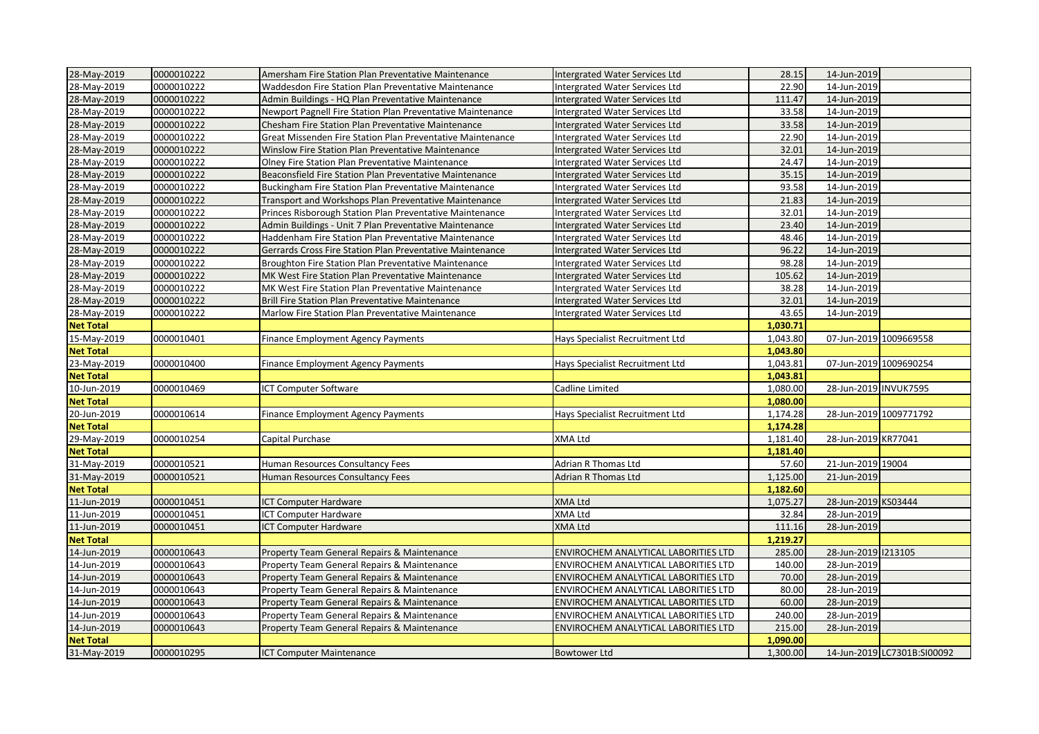| | | | | | | |
|---|---|---|---|---|---|---|
| 28-May-2019 | 0000010222 | Amersham Fire Station Plan Preventative Maintenance | Intergrated Water Services Ltd | 28.15 | 14-Jun-2019 | |
| 28-May-2019 | 0000010222 | Waddesdon Fire Station Plan Preventative Maintenance | Intergrated Water Services Ltd | 22.90 | 14-Jun-2019 | |
| 28-May-2019 | 0000010222 | Admin Buildings - HQ Plan Preventative Maintenance | Intergrated Water Services Ltd | 111.47 | 14-Jun-2019 | |
| 28-May-2019 | 0000010222 | Newport Pagnell Fire Station Plan Preventative Maintenance | Intergrated Water Services Ltd | 33.58 | 14-Jun-2019 | |
| 28-May-2019 | 0000010222 | Chesham Fire Station Plan Preventative Maintenance | Intergrated Water Services Ltd | 33.58 | 14-Jun-2019 | |
| 28-May-2019 | 0000010222 | Great Missenden Fire Station Plan Preventative Maintenance | Intergrated Water Services Ltd | 22.90 | 14-Jun-2019 | |
| 28-May-2019 | 0000010222 | Winslow Fire Station Plan Preventative Maintenance | Intergrated Water Services Ltd | 32.01 | 14-Jun-2019 | |
| 28-May-2019 | 0000010222 | Olney Fire Station Plan Preventative Maintenance | Intergrated Water Services Ltd | 24.47 | 14-Jun-2019 | |
| 28-May-2019 | 0000010222 | Beaconsfield Fire Station Plan Preventative Maintenance | Intergrated Water Services Ltd | 35.15 | 14-Jun-2019 | |
| 28-May-2019 | 0000010222 | Buckingham Fire Station Plan Preventative Maintenance | Intergrated Water Services Ltd | 93.58 | 14-Jun-2019 | |
| 28-May-2019 | 0000010222 | Transport and Workshops Plan Preventative Maintenance | Intergrated Water Services Ltd | 21.83 | 14-Jun-2019 | |
| 28-May-2019 | 0000010222 | Princes Risborough Station Plan Preventative Maintenance | Intergrated Water Services Ltd | 32.01 | 14-Jun-2019 | |
| 28-May-2019 | 0000010222 | Admin Buildings - Unit 7 Plan Preventative Maintenance | Intergrated Water Services Ltd | 23.40 | 14-Jun-2019 | |
| 28-May-2019 | 0000010222 | Haddenham Fire Station Plan Preventative Maintenance | Intergrated Water Services Ltd | 48.46 | 14-Jun-2019 | |
| 28-May-2019 | 0000010222 | Gerrards Cross Fire Station Plan Preventative Maintenance | Intergrated Water Services Ltd | 96.22 | 14-Jun-2019 | |
| 28-May-2019 | 0000010222 | Broughton Fire Station Plan Preventative Maintenance | Intergrated Water Services Ltd | 98.28 | 14-Jun-2019 | |
| 28-May-2019 | 0000010222 | MK West Fire Station Plan Preventative Maintenance | Intergrated Water Services Ltd | 105.62 | 14-Jun-2019 | |
| 28-May-2019 | 0000010222 | MK West Fire Station Plan Preventative Maintenance | Intergrated Water Services Ltd | 38.28 | 14-Jun-2019 | |
| 28-May-2019 | 0000010222 | Brill Fire Station Plan Preventative Maintenance | Intergrated Water Services Ltd | 32.01 | 14-Jun-2019 | |
| 28-May-2019 | 0000010222 | Marlow Fire Station Plan Preventative Maintenance | Intergrated Water Services Ltd | 43.65 | 14-Jun-2019 | |
| **Net Total** | | | | **1,030.71** | | |
| 15-May-2019 | 0000010401 | Finance Employment Agency Payments | Hays Specialist Recruitment Ltd | 1,043.80 | 07-Jun-2019 | 1009669558 |
| **Net Total** | | | | **1,043.80** | | |
| 23-May-2019 | 0000010400 | Finance Employment Agency Payments | Hays Specialist Recruitment Ltd | 1,043.81 | 07-Jun-2019 | 1009690254 |
| **Net Total** | | | | **1,043.81** | | |
| 10-Jun-2019 | 0000010469 | ICT Computer Software | Cadline Limited | 1,080.00 | 28-Jun-2019 | INVUK7595 |
| **Net Total** | | | | **1,080.00** | | |
| 20-Jun-2019 | 0000010614 | Finance Employment Agency Payments | Hays Specialist Recruitment Ltd | 1,174.28 | 28-Jun-2019 | 1009771792 |
| **Net Total** | | | | **1,174.28** | | |
| 29-May-2019 | 0000010254 | Capital Purchase | XMA Ltd | 1,181.40 | 28-Jun-2019 | KR77041 |
| **Net Total** | | | | **1,181.40** | | |
| 31-May-2019 | 0000010521 | Human Resources Consultancy Fees | Adrian R Thomas Ltd | 57.60 | 21-Jun-2019 | 19004 |
| 31-May-2019 | 0000010521 | Human Resources Consultancy Fees | Adrian R Thomas Ltd | 1,125.00 | 21-Jun-2019 | |
| **Net Total** | | | | **1,182.60** | | |
| 11-Jun-2019 | 0000010451 | ICT Computer Hardware | XMA Ltd | 1,075.27 | 28-Jun-2019 | KS03444 |
| 11-Jun-2019 | 0000010451 | ICT Computer Hardware | XMA Ltd | 32.84 | 28-Jun-2019 | |
| 11-Jun-2019 | 0000010451 | ICT Computer Hardware | XMA Ltd | 111.16 | 28-Jun-2019 | |
| **Net Total** | | | | **1,219.27** | | |
| 14-Jun-2019 | 0000010643 | Property Team General Repairs & Maintenance | ENVIROCHEM ANALYTICAL LABORITIES LTD | 285.00 | 28-Jun-2019 | I213105 |
| 14-Jun-2019 | 0000010643 | Property Team General Repairs & Maintenance | ENVIROCHEM ANALYTICAL LABORITIES LTD | 140.00 | 28-Jun-2019 | |
| 14-Jun-2019 | 0000010643 | Property Team General Repairs & Maintenance | ENVIROCHEM ANALYTICAL LABORITIES LTD | 70.00 | 28-Jun-2019 | |
| 14-Jun-2019 | 0000010643 | Property Team General Repairs & Maintenance | ENVIROCHEM ANALYTICAL LABORITIES LTD | 80.00 | 28-Jun-2019 | |
| 14-Jun-2019 | 0000010643 | Property Team General Repairs & Maintenance | ENVIROCHEM ANALYTICAL LABORITIES LTD | 60.00 | 28-Jun-2019 | |
| 14-Jun-2019 | 0000010643 | Property Team General Repairs & Maintenance | ENVIROCHEM ANALYTICAL LABORITIES LTD | 240.00 | 28-Jun-2019 | |
| 14-Jun-2019 | 0000010643 | Property Team General Repairs & Maintenance | ENVIROCHEM ANALYTICAL LABORITIES LTD | 215.00 | 28-Jun-2019 | |
| **Net Total** | | | | **1,090.00** | | |
| 31-May-2019 | 0000010295 | ICT Computer Maintenance | Bowtower Ltd | 1,300.00 | 14-Jun-2019 | LC7301B:SI00092 |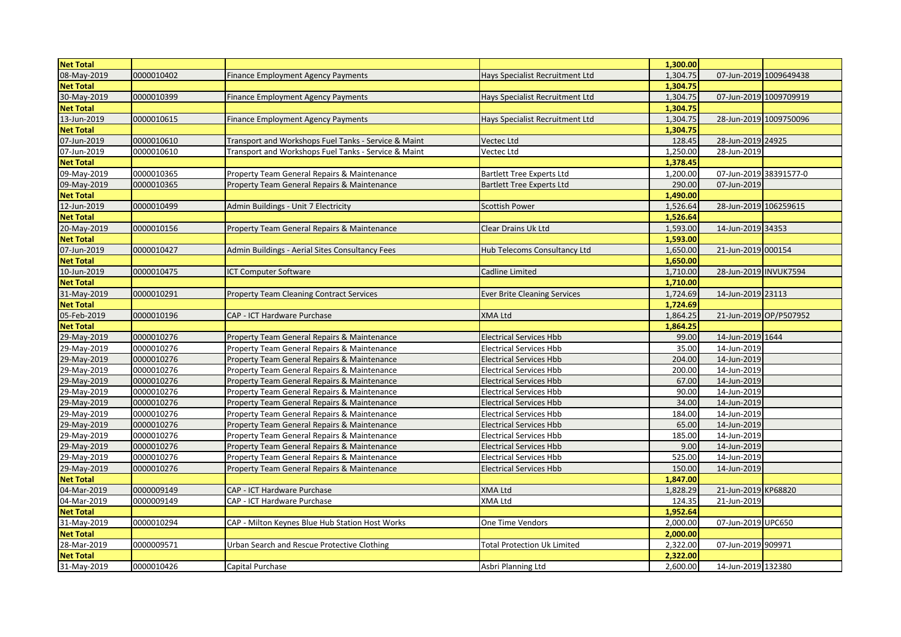| | | | | | | |
|---|---|---|---|---|---|---|
| **Net Total** | | | | **1,300.00** | | |
| 08-May-2019 | 0000010402 | Finance Employment Agency Payments | Hays Specialist Recruitment Ltd | 1,304.75 | 07-Jun-2019 | 1009649438 |
| **Net Total** | | | | **1,304.75** | | |
| 30-May-2019 | 0000010399 | Finance Employment Agency Payments | Hays Specialist Recruitment Ltd | 1,304.75 | 07-Jun-2019 | 1009709919 |
| **Net Total** | | | | **1,304.75** | | |
| 13-Jun-2019 | 0000010615 | Finance Employment Agency Payments | Hays Specialist Recruitment Ltd | 1,304.75 | 28-Jun-2019 | 1009750096 |
| **Net Total** | | | | **1,304.75** | | |
| 07-Jun-2019 | 0000010610 | Transport and Workshops Fuel Tanks - Service & Maint | Vectec Ltd | 128.45 | 28-Jun-2019 | 24925 |
| 07-Jun-2019 | 0000010610 | Transport and Workshops Fuel Tanks - Service & Maint | Vectec Ltd | 1,250.00 | 28-Jun-2019 | |
| **Net Total** | | | | **1,378.45** | | |
| 09-May-2019 | 0000010365 | Property Team General Repairs & Maintenance | Bartlett Tree Experts Ltd | 1,200.00 | 07-Jun-2019 | 38391577-0 |
| 09-May-2019 | 0000010365 | Property Team General Repairs & Maintenance | Bartlett Tree Experts Ltd | 290.00 | 07-Jun-2019 | |
| **Net Total** | | | | **1,490.00** | | |
| 12-Jun-2019 | 0000010499 | Admin Buildings - Unit 7 Electricity | Scottish Power | 1,526.64 | 28-Jun-2019 | 106259615 |
| **Net Total** | | | | **1,526.64** | | |
| 20-May-2019 | 0000010156 | Property Team General Repairs & Maintenance | Clear Drains Uk Ltd | 1,593.00 | 14-Jun-2019 | 34353 |
| **Net Total** | | | | **1,593.00** | | |
| 07-Jun-2019 | 0000010427 | Admin Buildings - Aerial Sites Consultancy Fees | Hub Telecoms Consultancy Ltd | 1,650.00 | 21-Jun-2019 | 000154 |
| **Net Total** | | | | **1,650.00** | | |
| 10-Jun-2019 | 0000010475 | ICT Computer Software | Cadline Limited | 1,710.00 | 28-Jun-2019 | INVUK7594 |
| **Net Total** | | | | **1,710.00** | | |
| 31-May-2019 | 0000010291 | Property Team Cleaning Contract Services | Ever Brite Cleaning Services | 1,724.69 | 14-Jun-2019 | 23113 |
| **Net Total** | | | | **1,724.69** | | |
| 05-Feb-2019 | 0000010196 | CAP - ICT Hardware Purchase | XMA Ltd | 1,864.25 | 21-Jun-2019 | OP/P507952 |
| **Net Total** | | | | **1,864.25** | | |
| 29-May-2019 | 0000010276 | Property Team General Repairs & Maintenance | Electrical Services Hbb | 99.00 | 14-Jun-2019 | 1644 |
| 29-May-2019 | 0000010276 | Property Team General Repairs & Maintenance | Electrical Services Hbb | 35.00 | 14-Jun-2019 | |
| 29-May-2019 | 0000010276 | Property Team General Repairs & Maintenance | Electrical Services Hbb | 204.00 | 14-Jun-2019 | |
| 29-May-2019 | 0000010276 | Property Team General Repairs & Maintenance | Electrical Services Hbb | 200.00 | 14-Jun-2019 | |
| 29-May-2019 | 0000010276 | Property Team General Repairs & Maintenance | Electrical Services Hbb | 67.00 | 14-Jun-2019 | |
| 29-May-2019 | 0000010276 | Property Team General Repairs & Maintenance | Electrical Services Hbb | 90.00 | 14-Jun-2019 | |
| 29-May-2019 | 0000010276 | Property Team General Repairs & Maintenance | Electrical Services Hbb | 34.00 | 14-Jun-2019 | |
| 29-May-2019 | 0000010276 | Property Team General Repairs & Maintenance | Electrical Services Hbb | 184.00 | 14-Jun-2019 | |
| 29-May-2019 | 0000010276 | Property Team General Repairs & Maintenance | Electrical Services Hbb | 65.00 | 14-Jun-2019 | |
| 29-May-2019 | 0000010276 | Property Team General Repairs & Maintenance | Electrical Services Hbb | 185.00 | 14-Jun-2019 | |
| 29-May-2019 | 0000010276 | Property Team General Repairs & Maintenance | Electrical Services Hbb | 9.00 | 14-Jun-2019 | |
| 29-May-2019 | 0000010276 | Property Team General Repairs & Maintenance | Electrical Services Hbb | 525.00 | 14-Jun-2019 | |
| 29-May-2019 | 0000010276 | Property Team General Repairs & Maintenance | Electrical Services Hbb | 150.00 | 14-Jun-2019 | |
| **Net Total** | | | | **1,847.00** | | |
| 04-Mar-2019 | 0000009149 | CAP - ICT Hardware Purchase | XMA Ltd | 1,828.29 | 21-Jun-2019 | KP68820 |
| 04-Mar-2019 | 0000009149 | CAP - ICT Hardware Purchase | XMA Ltd | 124.35 | 21-Jun-2019 | |
| **Net Total** | | | | **1,952.64** | | |
| 31-May-2019 | 0000010294 | CAP - Milton Keynes Blue Hub Station Host Works | One Time Vendors | 2,000.00 | 07-Jun-2019 | UPC650 |
| **Net Total** | | | | **2,000.00** | | |
| 28-Mar-2019 | 0000009571 | Urban Search and Rescue Protective Clothing | Total Protection Uk Limited | 2,322.00 | 07-Jun-2019 | 909971 |
| **Net Total** | | | | **2,322.00** | | |
| 31-May-2019 | 0000010426 | Capital Purchase | Asbri Planning Ltd | 2,600.00 | 14-Jun-2019 | 132380 |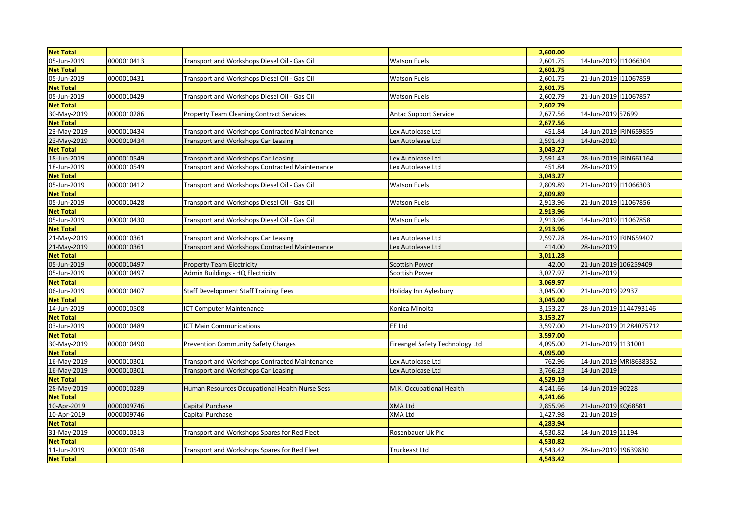| Net Total | | | | 2,600.00 | | |
|---|---|---|---|---|---|---|
| 05-Jun-2019 | 0000010413 | Transport and Workshops Diesel Oil - Gas Oil | Watson Fuels | 2,601.75 | 14-Jun-2019 | I11066304 |
| Net Total | | | | 2,601.75 | | |
| 05-Jun-2019 | 0000010431 | Transport and Workshops Diesel Oil - Gas Oil | Watson Fuels | 2,601.75 | 21-Jun-2019 | I11067859 |
| Net Total | | | | 2,601.75 | | |
| 05-Jun-2019 | 0000010429 | Transport and Workshops Diesel Oil - Gas Oil | Watson Fuels | 2,602.79 | 21-Jun-2019 | I11067857 |
| Net Total | | | | 2,602.79 | | |
| 30-May-2019 | 0000010286 | Property Team Cleaning Contract Services | Antac Support Service | 2,677.56 | 14-Jun-2019 | 57699 |
| Net Total | | | | 2,677.56 | | |
| 23-May-2019 | 0000010434 | Transport and Workshops Contracted Maintenance | Lex Autolease Ltd | 451.84 | 14-Jun-2019 | IRIN659855 |
| 23-May-2019 | 0000010434 | Transport and Workshops Car Leasing | Lex Autolease Ltd | 2,591.43 | 14-Jun-2019 | |
| Net Total | | | | 3,043.27 | | |
| 18-Jun-2019 | 0000010549 | Transport and Workshops Car Leasing | Lex Autolease Ltd | 2,591.43 | 28-Jun-2019 | IRIN661164 |
| 18-Jun-2019 | 0000010549 | Transport and Workshops Contracted Maintenance | Lex Autolease Ltd | 451.84 | 28-Jun-2019 | |
| Net Total | | | | 3,043.27 | | |
| 05-Jun-2019 | 0000010412 | Transport and Workshops Diesel Oil - Gas Oil | Watson Fuels | 2,809.89 | 21-Jun-2019 | I11066303 |
| Net Total | | | | 2,809.89 | | |
| 05-Jun-2019 | 0000010428 | Transport and Workshops Diesel Oil - Gas Oil | Watson Fuels | 2,913.96 | 21-Jun-2019 | I11067856 |
| Net Total | | | | 2,913.96 | | |
| 05-Jun-2019 | 0000010430 | Transport and Workshops Diesel Oil - Gas Oil | Watson Fuels | 2,913.96 | 14-Jun-2019 | I11067858 |
| Net Total | | | | 2,913.96 | | |
| 21-May-2019 | 0000010361 | Transport and Workshops Car Leasing | Lex Autolease Ltd | 2,597.28 | 28-Jun-2019 | IRIN659407 |
| 21-May-2019 | 0000010361 | Transport and Workshops Contracted Maintenance | Lex Autolease Ltd | 414.00 | 28-Jun-2019 | |
| Net Total | | | | 3,011.28 | | |
| 05-Jun-2019 | 0000010497 | Property Team Electricity | Scottish Power | 42.00 | 21-Jun-2019 | 106259409 |
| 05-Jun-2019 | 0000010497 | Admin Buildings - HQ Electricity | Scottish Power | 3,027.97 | 21-Jun-2019 | |
| Net Total | | | | 3,069.97 | | |
| 06-Jun-2019 | 0000010407 | Staff Development Staff Training Fees | Holiday Inn Aylesbury | 3,045.00 | 21-Jun-2019 | 92937 |
| Net Total | | | | 3,045.00 | | |
| 14-Jun-2019 | 0000010508 | ICT Computer Maintenance | Konica Minolta | 3,153.27 | 28-Jun-2019 | 1144793146 |
| Net Total | | | | 3,153.27 | | |
| 03-Jun-2019 | 0000010489 | ICT Main Communications | EE Ltd | 3,597.00 | 21-Jun-2019 | 01284075712 |
| Net Total | | | | 3,597.00 | | |
| 30-May-2019 | 0000010490 | Prevention Community Safety Charges | Fireangel Safety Technology Ltd | 4,095.00 | 21-Jun-2019 | 1131001 |
| Net Total | | | | 4,095.00 | | |
| 16-May-2019 | 0000010301 | Transport and Workshops Contracted Maintenance | Lex Autolease Ltd | 762.96 | 14-Jun-2019 | MRI8638352 |
| 16-May-2019 | 0000010301 | Transport and Workshops Car Leasing | Lex Autolease Ltd | 3,766.23 | 14-Jun-2019 | |
| Net Total | | | | 4,529.19 | | |
| 28-May-2019 | 0000010289 | Human Resources Occupational Health Nurse Sess | M.K. Occupational Health | 4,241.66 | 14-Jun-2019 | 90228 |
| Net Total | | | | 4,241.66 | | |
| 10-Apr-2019 | 0000009746 | Capital Purchase | XMA Ltd | 2,855.96 | 21-Jun-2019 | KQ68581 |
| 10-Apr-2019 | 0000009746 | Capital Purchase | XMA Ltd | 1,427.98 | 21-Jun-2019 | |
| Net Total | | | | 4,283.94 | | |
| 31-May-2019 | 0000010313 | Transport and Workshops Spares for Red Fleet | Rosenbauer Uk Plc | 4,530.82 | 14-Jun-2019 | 11194 |
| Net Total | | | | 4,530.82 | | |
| 11-Jun-2019 | 0000010548 | Transport and Workshops Spares for Red Fleet | Truckeast Ltd | 4,543.42 | 28-Jun-2019 | 19639830 |
| Net Total | | | | 4,543.42 | | |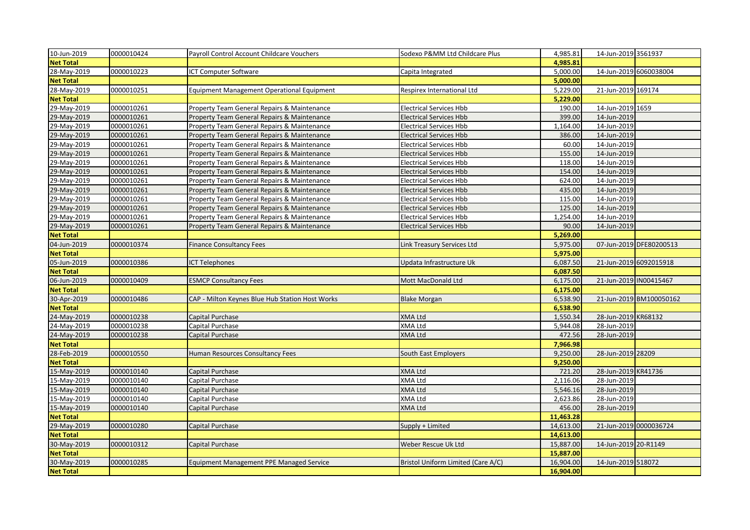| 10-Jun-2019 | 0000010424 | Payroll Control Account Childcare Vouchers | Sodexo P&MM Ltd Childcare Plus | 4,985.81 | 14-Jun-2019 | 3561937 |
|---|---|---|---|---|---|---|
| **Net Total** | | | | **4,985.81** | | |
| 28-May-2019 | 0000010223 | ICT Computer Software | Capita Integrated | 5,000.00 | 14-Jun-2019 | 6060038004 |
| **Net Total** | | | | **5,000.00** | | |
| 28-May-2019 | 0000010251 | Equipment Management Operational Equipment | Respirex International Ltd | 5,229.00 | 21-Jun-2019 | 169174 |
| **Net Total** | | | | **5,229.00** | | |
| 29-May-2019 | 0000010261 | Property Team General Repairs & Maintenance | Electrical Services Hbb | 190.00 | 14-Jun-2019 | 1659 |
| 29-May-2019 | 0000010261 | Property Team General Repairs & Maintenance | Electrical Services Hbb | 399.00 | 14-Jun-2019 | |
| 29-May-2019 | 0000010261 | Property Team General Repairs & Maintenance | Electrical Services Hbb | 1,164.00 | 14-Jun-2019 | |
| 29-May-2019 | 0000010261 | Property Team General Repairs & Maintenance | Electrical Services Hbb | 386.00 | 14-Jun-2019 | |
| 29-May-2019 | 0000010261 | Property Team General Repairs & Maintenance | Electrical Services Hbb | 60.00 | 14-Jun-2019 | |
| 29-May-2019 | 0000010261 | Property Team General Repairs & Maintenance | Electrical Services Hbb | 155.00 | 14-Jun-2019 | |
| 29-May-2019 | 0000010261 | Property Team General Repairs & Maintenance | Electrical Services Hbb | 118.00 | 14-Jun-2019 | |
| 29-May-2019 | 0000010261 | Property Team General Repairs & Maintenance | Electrical Services Hbb | 154.00 | 14-Jun-2019 | |
| 29-May-2019 | 0000010261 | Property Team General Repairs & Maintenance | Electrical Services Hbb | 624.00 | 14-Jun-2019 | |
| 29-May-2019 | 0000010261 | Property Team General Repairs & Maintenance | Electrical Services Hbb | 435.00 | 14-Jun-2019 | |
| 29-May-2019 | 0000010261 | Property Team General Repairs & Maintenance | Electrical Services Hbb | 115.00 | 14-Jun-2019 | |
| 29-May-2019 | 0000010261 | Property Team General Repairs & Maintenance | Electrical Services Hbb | 125.00 | 14-Jun-2019 | |
| 29-May-2019 | 0000010261 | Property Team General Repairs & Maintenance | Electrical Services Hbb | 1,254.00 | 14-Jun-2019 | |
| 29-May-2019 | 0000010261 | Property Team General Repairs & Maintenance | Electrical Services Hbb | 90.00 | 14-Jun-2019 | |
| **Net Total** | | | | **5,269.00** | | |
| 04-Jun-2019 | 0000010374 | Finance Consultancy Fees | Link Treasury Services Ltd | 5,975.00 | 07-Jun-2019 | DFE80200513 |
| **Net Total** | | | | **5,975.00** | | |
| 05-Jun-2019 | 0000010386 | ICT Telephones | Updata Infrastructure Uk | 6,087.50 | 21-Jun-2019 | 6092015918 |
| **Net Total** | | | | **6,087.50** | | |
| 06-Jun-2019 | 0000010409 | ESMCP Consultancy Fees | Mott MacDonald Ltd | 6,175.00 | 21-Jun-2019 | IN00415467 |
| **Net Total** | | | | **6,175.00** | | |
| 30-Apr-2019 | 0000010486 | CAP - Milton Keynes Blue Hub Station Host Works | Blake Morgan | 6,538.90 | 21-Jun-2019 | BM100050162 |
| **Net Total** | | | | **6,538.90** | | |
| 24-May-2019 | 0000010238 | Capital Purchase | XMA Ltd | 1,550.34 | 28-Jun-2019 | KR68132 |
| 24-May-2019 | 0000010238 | Capital Purchase | XMA Ltd | 5,944.08 | 28-Jun-2019 | |
| 24-May-2019 | 0000010238 | Capital Purchase | XMA Ltd | 472.56 | 28-Jun-2019 | |
| **Net Total** | | | | **7,966.98** | | |
| 28-Feb-2019 | 0000010550 | Human Resources Consultancy Fees | South East Employers | 9,250.00 | 28-Jun-2019 | 28209 |
| **Net Total** | | | | **9,250.00** | | |
| 15-May-2019 | 0000010140 | Capital Purchase | XMA Ltd | 721.20 | 28-Jun-2019 | KR41736 |
| 15-May-2019 | 0000010140 | Capital Purchase | XMA Ltd | 2,116.06 | 28-Jun-2019 | |
| 15-May-2019 | 0000010140 | Capital Purchase | XMA Ltd | 5,546.16 | 28-Jun-2019 | |
| 15-May-2019 | 0000010140 | Capital Purchase | XMA Ltd | 2,623.86 | 28-Jun-2019 | |
| 15-May-2019 | 0000010140 | Capital Purchase | XMA Ltd | 456.00 | 28-Jun-2019 | |
| **Net Total** | | | | **11,463.28** | | |
| 29-May-2019 | 0000010280 | Capital Purchase | Supply + Limited | 14,613.00 | 21-Jun-2019 | 0000036724 |
| **Net Total** | | | | **14,613.00** | | |
| 30-May-2019 | 0000010312 | Capital Purchase | Weber Rescue Uk Ltd | 15,887.00 | 14-Jun-2019 | 20-R1149 |
| **Net Total** | | | | **15,887.00** | | |
| 30-May-2019 | 0000010285 | Equipment Management PPE Managed Service | Bristol Uniform Limited (Care A/C) | 16,904.00 | 14-Jun-2019 | 518072 |
| **Net Total** | | | | **16,904.00** | | |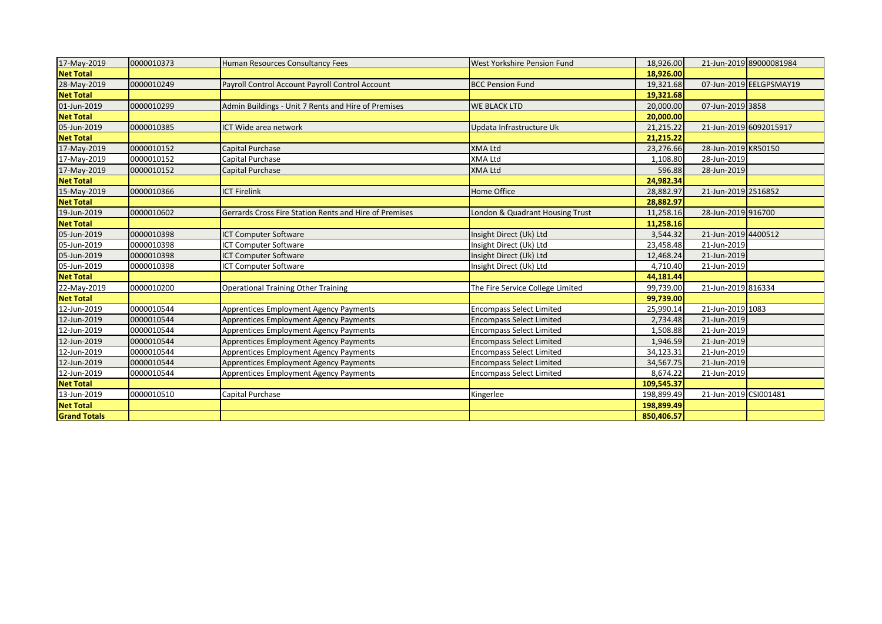| | | | | | | |
|---|---|---|---|---|---|---|
| 17-May-2019 | 0000010373 | Human Resources Consultancy Fees | West Yorkshire Pension Fund | 18,926.00 | 21-Jun-2019 | 89000081984 |
| **Net Total** | | | | **18,926.00** | | |
| 28-May-2019 | 0000010249 | Payroll Control Account Payroll Control Account | BCC Pension Fund | 19,321.68 | 07-Jun-2019 | EELGPSMAY19 |
| **Net Total** | | | | **19,321.68** | | |
| 01-Jun-2019 | 0000010299 | Admin Buildings - Unit 7 Rents and Hire of Premises | WE BLACK LTD | 20,000.00 | 07-Jun-2019 | 3858 |
| **Net Total** | | | | **20,000.00** | | |
| 05-Jun-2019 | 0000010385 | ICT Wide area network | Updata Infrastructure Uk | 21,215.22 | 21-Jun-2019 | 6092015917 |
| **Net Total** | | | | **21,215.22** | | |
| 17-May-2019 | 0000010152 | Capital Purchase | XMA Ltd | 23,276.66 | 28-Jun-2019 | KR50150 |
| 17-May-2019 | 0000010152 | Capital Purchase | XMA Ltd | 1,108.80 | 28-Jun-2019 | |
| 17-May-2019 | 0000010152 | Capital Purchase | XMA Ltd | 596.88 | 28-Jun-2019 | |
| **Net Total** | | | | **24,982.34** | | |
| 15-May-2019 | 0000010366 | ICT Firelink | Home Office | 28,882.97 | 21-Jun-2019 | 2516852 |
| **Net Total** | | | | **28,882.97** | | |
| 19-Jun-2019 | 0000010602 | Gerrards Cross Fire Station Rents and Hire of Premises | London & Quadrant Housing Trust | 11,258.16 | 28-Jun-2019 | 916700 |
| **Net Total** | | | | **11,258.16** | | |
| 05-Jun-2019 | 0000010398 | ICT Computer Software | Insight Direct (Uk) Ltd | 3,544.32 | 21-Jun-2019 | 4400512 |
| 05-Jun-2019 | 0000010398 | ICT Computer Software | Insight Direct (Uk) Ltd | 23,458.48 | 21-Jun-2019 | |
| 05-Jun-2019 | 0000010398 | ICT Computer Software | Insight Direct (Uk) Ltd | 12,468.24 | 21-Jun-2019 | |
| 05-Jun-2019 | 0000010398 | ICT Computer Software | Insight Direct (Uk) Ltd | 4,710.40 | 21-Jun-2019 | |
| **Net Total** | | | | **44,181.44** | | |
| 22-May-2019 | 0000010200 | Operational Training Other Training | The Fire Service College Limited | 99,739.00 | 21-Jun-2019 | 816334 |
| **Net Total** | | | | **99,739.00** | | |
| 12-Jun-2019 | 0000010544 | Apprentices Employment Agency Payments | Encompass Select Limited | 25,990.14 | 21-Jun-2019 | 1083 |
| 12-Jun-2019 | 0000010544 | Apprentices Employment Agency Payments | Encompass Select Limited | 2,734.48 | 21-Jun-2019 | |
| 12-Jun-2019 | 0000010544 | Apprentices Employment Agency Payments | Encompass Select Limited | 1,508.88 | 21-Jun-2019 | |
| 12-Jun-2019 | 0000010544 | Apprentices Employment Agency Payments | Encompass Select Limited | 1,946.59 | 21-Jun-2019 | |
| 12-Jun-2019 | 0000010544 | Apprentices Employment Agency Payments | Encompass Select Limited | 34,123.31 | 21-Jun-2019 | |
| 12-Jun-2019 | 0000010544 | Apprentices Employment Agency Payments | Encompass Select Limited | 34,567.75 | 21-Jun-2019 | |
| 12-Jun-2019 | 0000010544 | Apprentices Employment Agency Payments | Encompass Select Limited | 8,674.22 | 21-Jun-2019 | |
| **Net Total** | | | | **109,545.37** | | |
| 13-Jun-2019 | 0000010510 | Capital Purchase | Kingerlee | 198,899.49 | 21-Jun-2019 | CSI001481 |
| **Net Total** | | | | **198,899.49** | | |
| **Grand Totals** | | | | **850,406.57** | | |